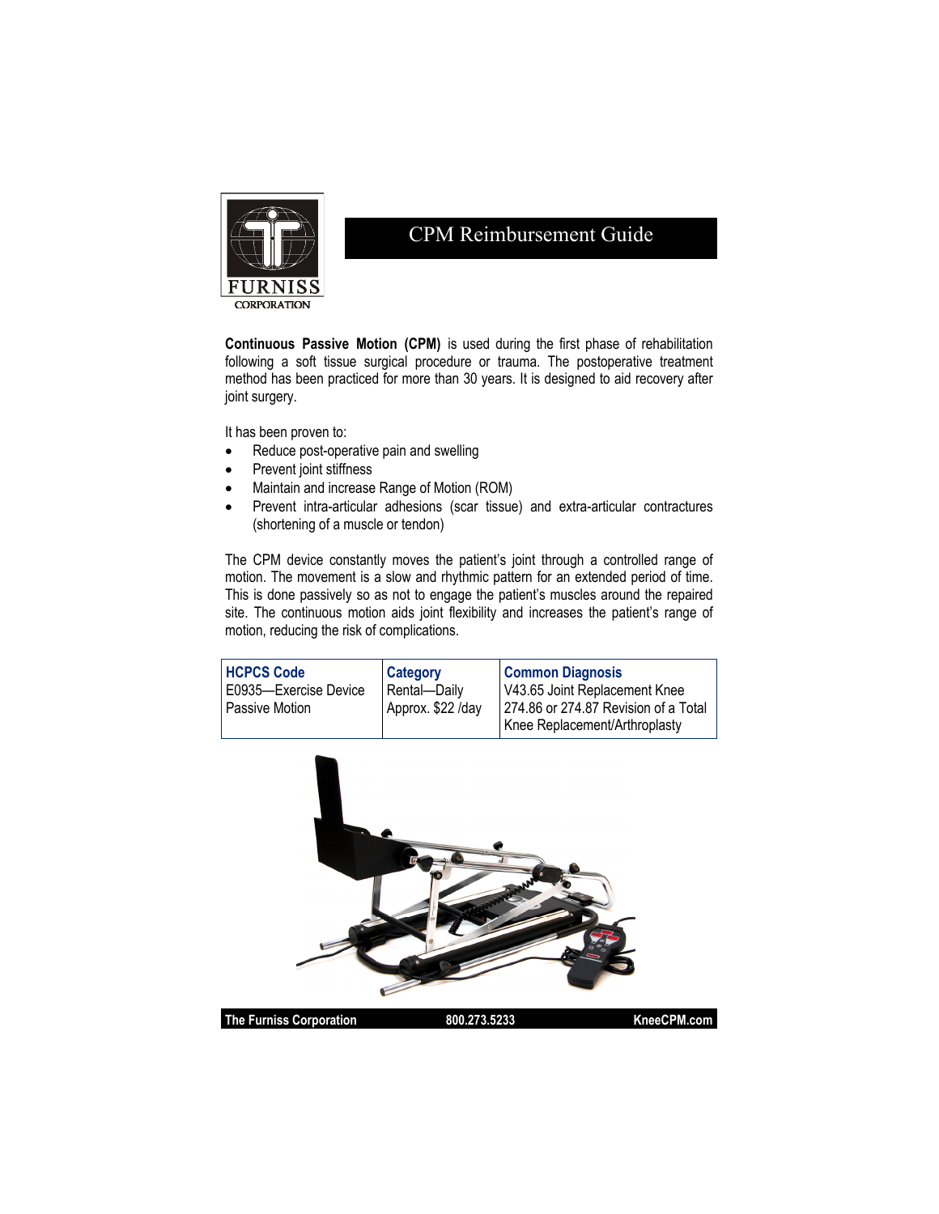FURNISS CORPORATION

# CPM Reimbursement Guide

**Continuous Passive Motion (CPM)** is used during the first phase of rehabilitation following a soft tissue surgical procedure or trauma. The postoperative treatment method has been practiced for more than 30 years. It is designed to aid recovery after joint surgery.

It has been proven to:

- Reduce post-operative pain and swelling
- Prevent joint stiffness
- Maintain and increase Range of Motion (ROM)
- Prevent intra-articular adhesions (scar tissue) and extra-articular contractures (shortening of a muscle or tendon)

The CPM device constantly moves the patient's joint through a controlled range of motion. The movement is a slow and rhythmic pattern for an extended period of time. This is done passively so as not to engage the patient's muscles around the repaired site. The continuous motion aids joint flexibility and increases the patient's range of motion, reducing the risk of complications.

| HCPCS Code | Category | Common Diagnosis |
|---|---|---|
| E0935—Exercise Device Passive Motion | Rental—Daily Approx. $22 /day | V43.65 Joint Replacement Knee 274.86 or 274.87 Revision of a Total Knee Replacement/Arthroplasty |

The Furniss Corporation 800.273.5233 KneeCPM.com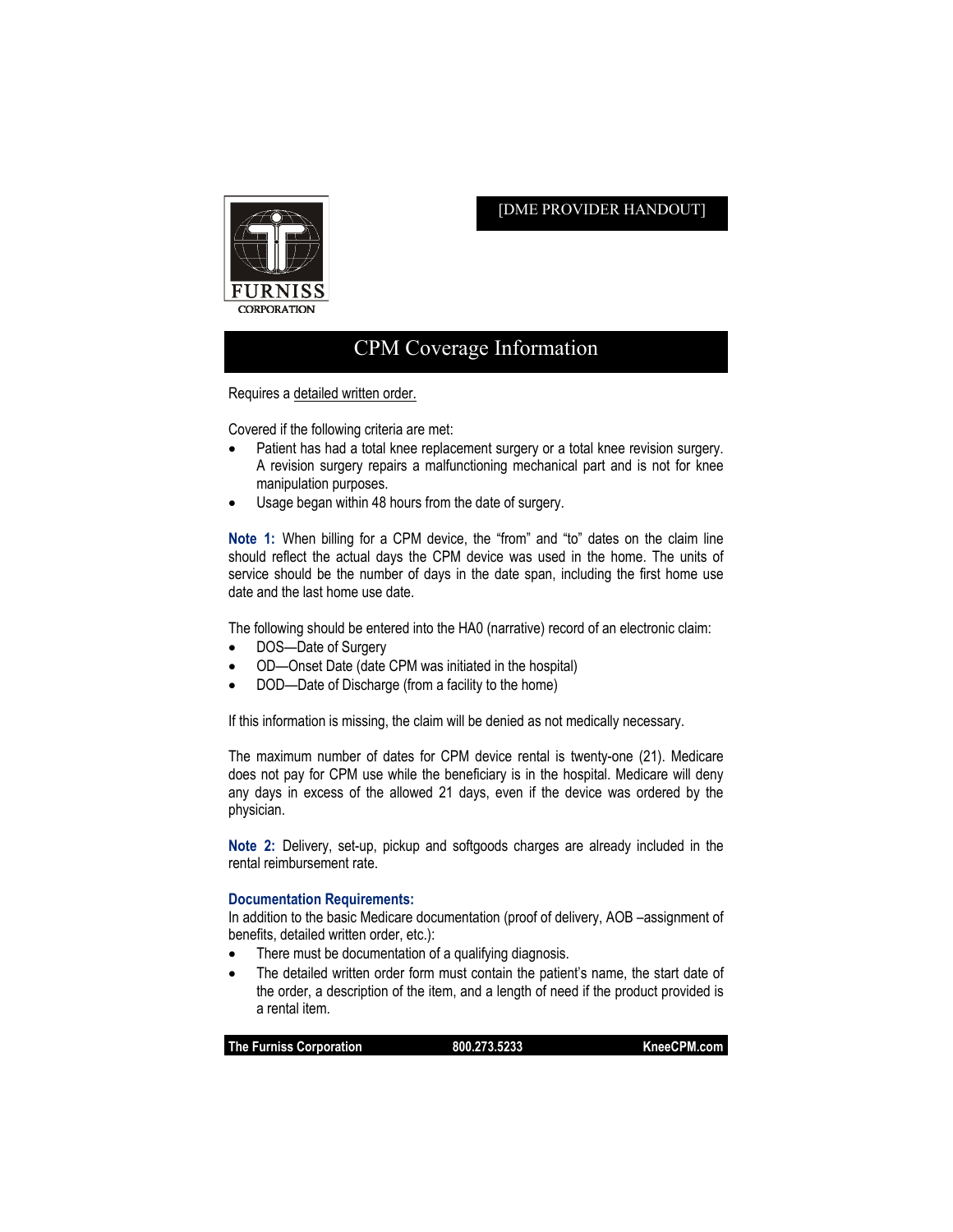FURNISS CORPORATION

[DME PROVIDER HANDOUT]

# CPM Coverage Information

Requires a detailed written order.

Covered if the following criteria are met:

- Patient has had a total knee replacement surgery or a total knee revision surgery. A revision surgery repairs a malfunctioning mechanical part and is not for knee manipulation purposes.
- Usage began within 48 hours from the date of surgery.

**Note 1:** When billing for a CPM device, the "from" and "to" dates on the claim line should reflect the actual days the CPM device was used in the home. The units of service should be the number of days in the date span, including the first home use date and the last home use date.

The following should be entered into the HA0 (narrative) record of an electronic claim:

- DOS—Date of Surgery
- OD—Onset Date (date CPM was initiated in the hospital)
- DOD—Date of Discharge (from a facility to the home)

If this information is missing, the claim will be denied as not medically necessary.

The maximum number of dates for CPM device rental is twenty-one (21). Medicare does not pay for CPM use while the beneficiary is in the hospital. Medicare will deny any days in excess of the allowed 21 days, even if the device was ordered by the physician.

**Note 2:** Delivery, set-up, pickup and softgoods charges are already included in the rental reimbursement rate.

**Documentation Requirements:**

In addition to the basic Medicare documentation (proof of delivery, AOB –assignment of benefits, detailed written order, etc.):

- There must be documentation of a qualifying diagnosis.
- The detailed written order form must contain the patient's name, the start date of the order, a description of the item, and a length of need if the product provided is a rental item.

**The Furniss Corporation** **800.273.5233** **KneeCPM.com**